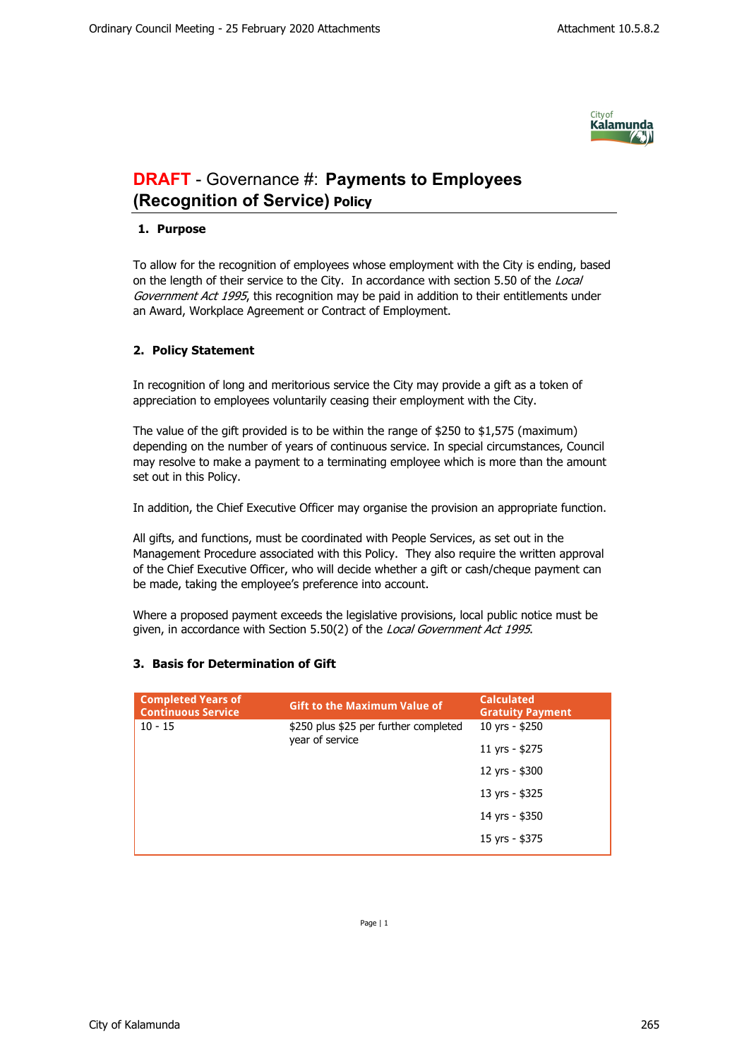# **DRAFT** - Governance #: **Payments to Employees (Recognition of Service) Policy**

## 1. Purpose

To allow for the recognition of employees whose employment with the City is ending, based on the length of their service to the City. In accordance with section 5.50 of the *Local Government Act 1995*, this recognition may be paid in addition to their entitlements under an Award, Workplace Agreement or Contract of Employment.

## 2. Policy Statement

In recognition of long and meritorious service the City may provide a gift as a token of appreciation to employees voluntarily ceasing their employment with the City.

The value of the gift provided is to be within the range of $250 to $1,575 (maximum) depending on the number of years of continuous service. In special circumstances, Council may resolve to make a payment to a terminating employee which is more than the amount set out in this Policy.

In addition, the Chief Executive Officer may organise the provision an appropriate function.

All gifts, and functions, must be coordinated with People Services, as set out in the Management Procedure associated with this Policy. They also require the written approval of the Chief Executive Officer, who will decide whether a gift or cash/cheque payment can be made, taking the employee's preference into account.

Where a proposed payment exceeds the legislative provisions, local public notice must be given, in accordance with Section 5.50(2) of the *Local Government Act 1995*.

## 3. Basis for Determination of Gift

| Completed Years of Continuous Service | Gift to the Maximum Value of | Calculated Gratuity Payment |
| --- | --- | --- |
| 10 - 15 | $250 plus $25 per further completed year of service | 10 yrs - $250<br>11 yrs - $275<br>12 yrs - $300<br>13 yrs - $325<br>14 yrs - $350<br>15 yrs - $375 |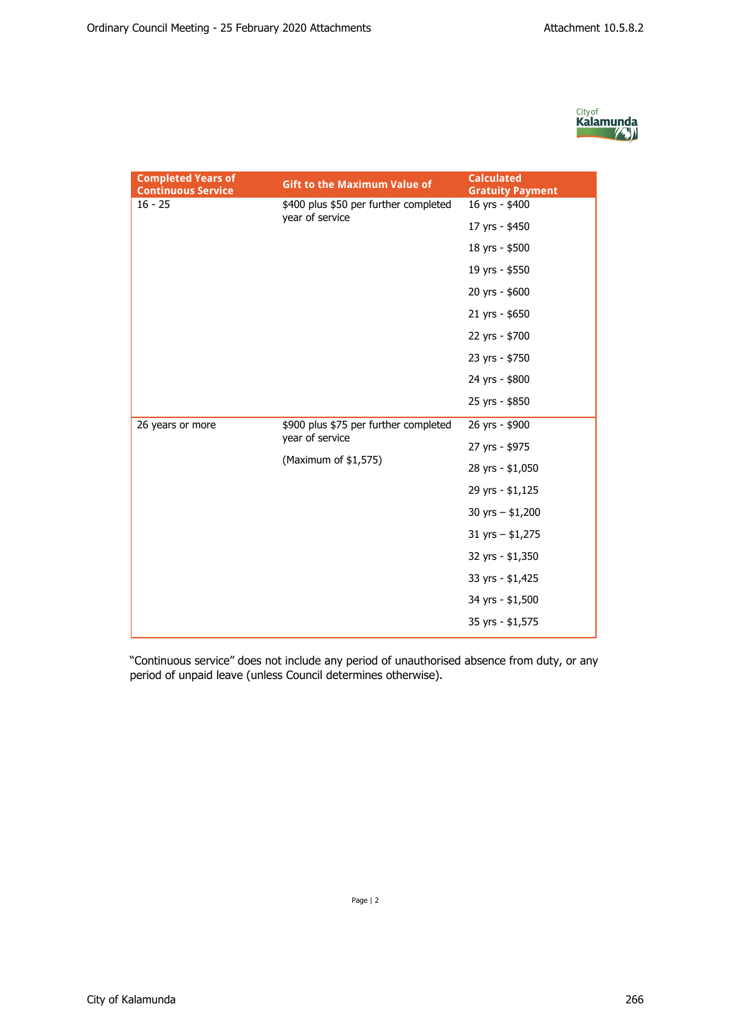| Completed Years of Continuous Service | Gift to the Maximum Value of | Calculated Gratuity Payment |
|---|---|---|
| 16 - 25 | $400 plus $50 per further completed year of service | 16 yrs - $400 |
| | | 17 yrs - $450 |
| | | 18 yrs - $500 |
| | | 19 yrs - $550 |
| | | 20 yrs - $600 |
| | | 21 yrs - $650 |
| | | 22 yrs - $700 |
| | | 23 yrs - $750 |
| | | 24 yrs - $800 |
| | | 25 yrs - $850 |
| 26 years or more | $900 plus $75 per further completed year of service (Maximum of $1,575) | 26 yrs - $900 |
| | | 27 yrs - $975 |
| | | 28 yrs - $1,050 |
| | | 29 yrs - $1,125 |
| | | 30 yrs – $1,200 |
| | | 31 yrs – $1,275 |
| | | 32 yrs - $1,350 |
| | | 33 yrs - $1,425 |
| | | 34 yrs - $1,500 |
| | | 35 yrs - $1,575 |

"Continuous service" does not include any period of unauthorised absence from duty, or any period of unpaid leave (unless Council determines otherwise).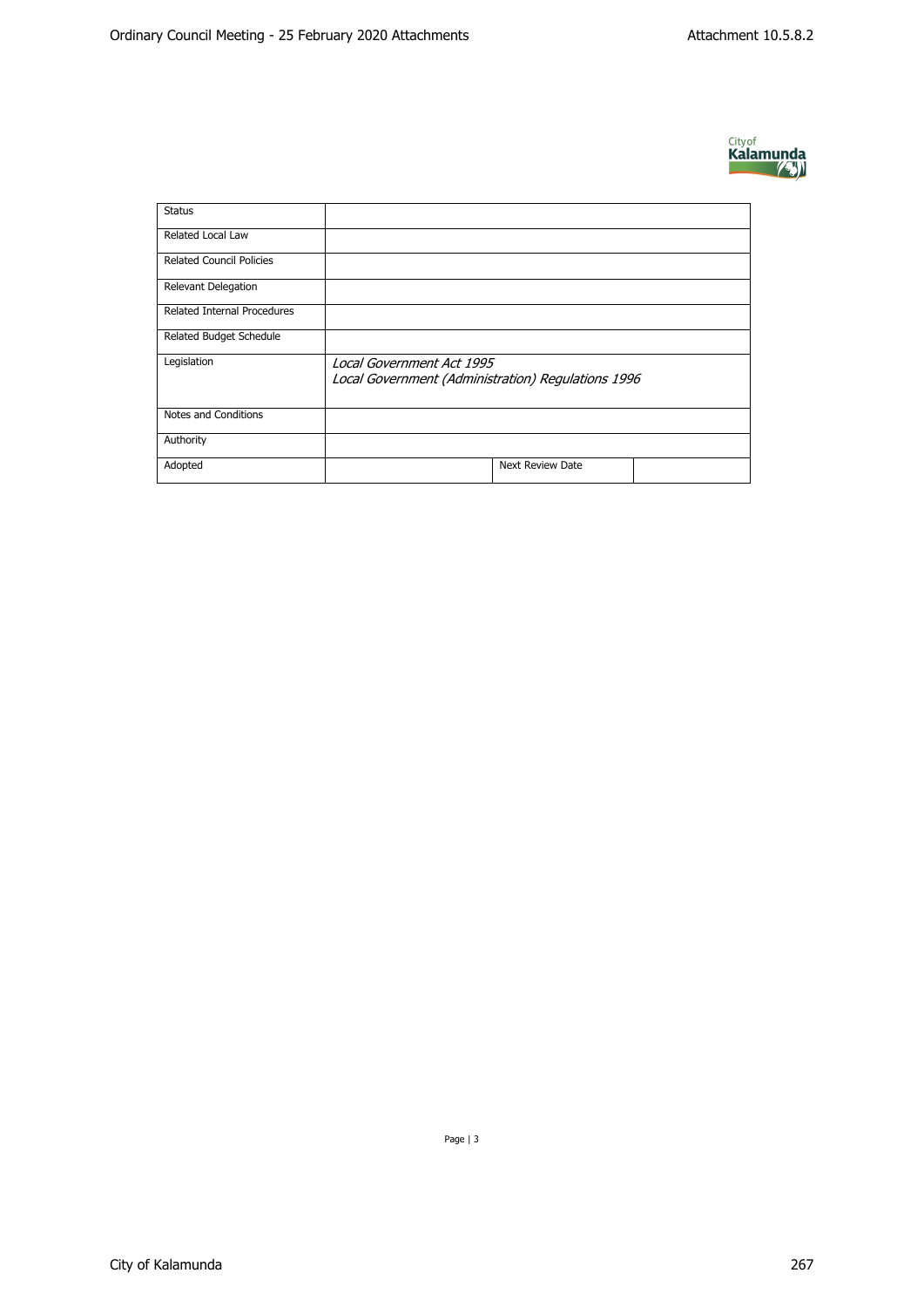| | | | |
|---|---|---|---|
| Status | | | |
| Related Local Law | | | |
| Related Council Policies | | | |
| Relevant Delegation | | | |
| Related Internal Procedures | | | |
| Related Budget Schedule | | | |
| Legislation | *Local Government Act 1995*<br>*Local Government (Administration) Regulations 1996* | | |
| Notes and Conditions | | | |
| Authority | | | |
| Adopted | | Next Review Date | |